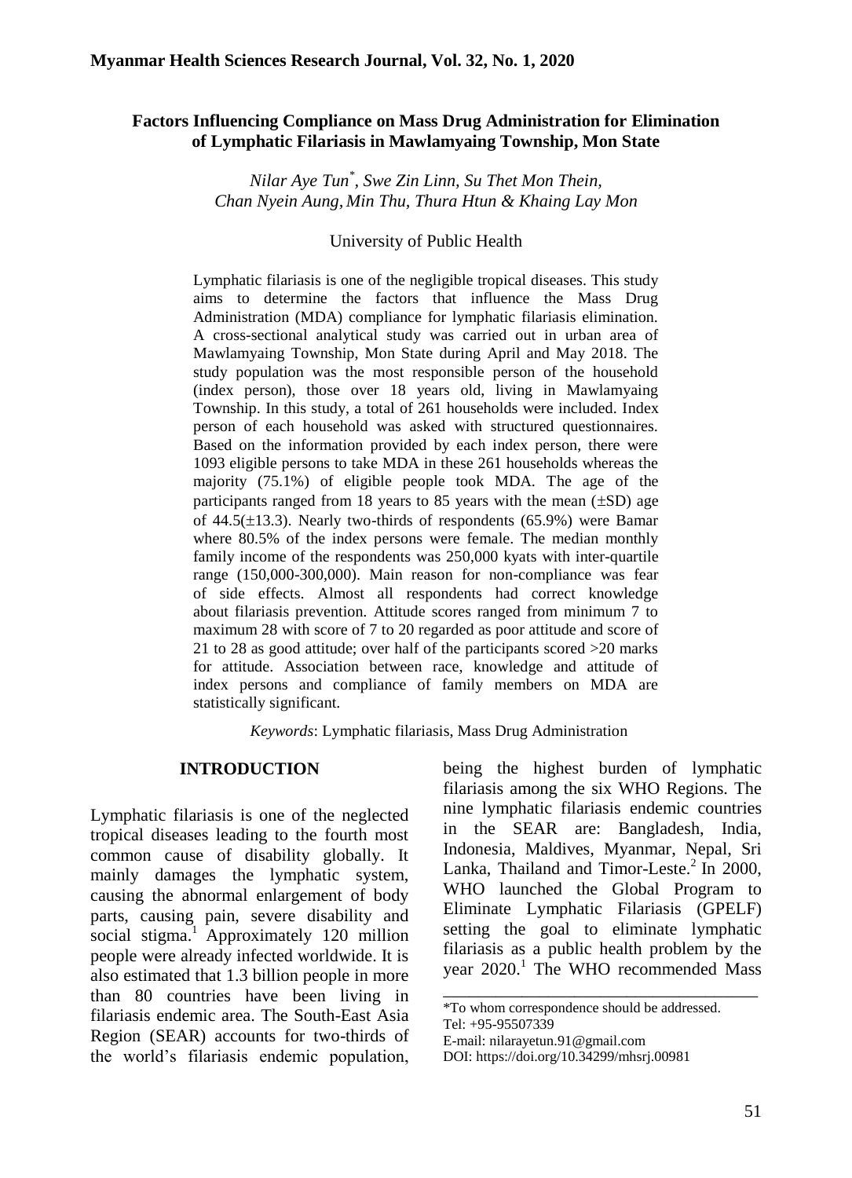# Factors Influencing Compliance on Mass Drug Administration for Elimination of Lymphatic Filariasis in Mawlamyaing Township, Mon State

*Nilar Aye Tun*, Swe Zin Linn, Su Thet Mon Thein, Chan Nyein Aung, Min Thu, Thura Htun & Khaing Lay Mon*

University of Public Health

Lymphatic filariasis is one of the negligible tropical diseases. This study aims to determine the factors that influence the Mass Drug Administration (MDA) compliance for lymphatic filariasis elimination. A cross-sectional analytical study was carried out in urban area of Mawlamyaing Township, Mon State during April and May 2018. The study population was the most responsible person of the household (index person), those over 18 years old, living in Mawlamyaing Township. In this study, a total of 261 households were included. Index person of each household was asked with structured questionnaires. Based on the information provided by each index person, there were 1093 eligible persons to take MDA in these 261 households whereas the majority (75.1%) of eligible people took MDA. The age of the participants ranged from 18 years to 85 years with the mean (±SD) age of 44.5(±13.3). Nearly two-thirds of respondents (65.9%) were Bamar where 80.5% of the index persons were female. The median monthly family income of the respondents was 250,000 kyats with inter-quartile range (150,000-300,000). Main reason for non-compliance was fear of side effects. Almost all respondents had correct knowledge about filariasis prevention. Attitude scores ranged from minimum 7 to maximum 28 with score of 7 to 20 regarded as poor attitude and score of 21 to 28 as good attitude; over half of the participants scored >20 marks for attitude. Association between race, knowledge and attitude of index persons and compliance of family members on MDA are statistically significant.

*Keywords*: Lymphatic filariasis, Mass Drug Administration

## INTRODUCTION

Lymphatic filariasis is one of the neglected tropical diseases leading to the fourth most common cause of disability globally. It mainly damages the lymphatic system, causing the abnormal enlargement of body parts, causing pain, severe disability and social stigma.[1] Approximately 120 million people were already infected worldwide. It is also estimated that 1.3 billion people in more than 80 countries have been living in filariasis endemic area. The South-East Asia Region (SEAR) accounts for two-thirds of the world's filariasis endemic population, being the highest burden of lymphatic filariasis among the six WHO Regions. The nine lymphatic filariasis endemic countries in the SEAR are: Bangladesh, India, Indonesia, Maldives, Myanmar, Nepal, Sri Lanka, Thailand and Timor-Leste.[2] In 2000, WHO launched the Global Program to Eliminate Lymphatic Filariasis (GPELF) setting the goal to eliminate lymphatic filariasis as a public health problem by the year 2020.[1] The WHO recommended Mass

---

*To whom correspondence should be addressed.
Tel: +95-95507339
E-mail: nilarayetun.91@gmail.com
DOI: https://doi.org/10.34299/mhsrj.00981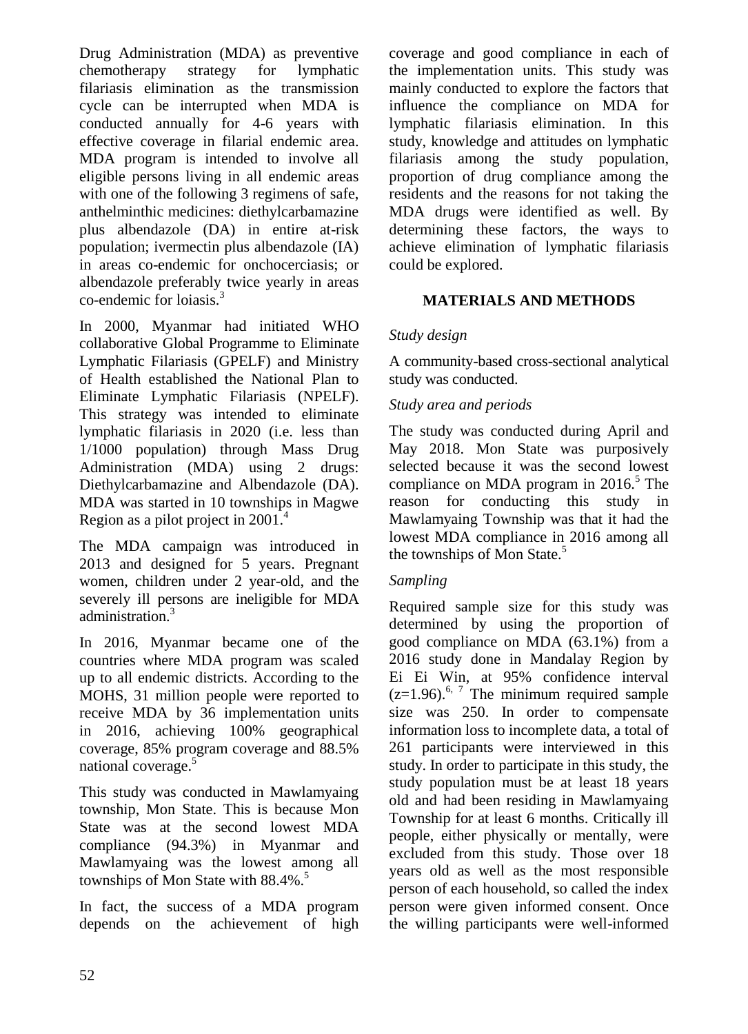Drug Administration (MDA) as preventive chemotherapy strategy for lymphatic filariasis elimination as the transmission cycle can be interrupted when MDA is conducted annually for 4-6 years with effective coverage in filarial endemic area. MDA program is intended to involve all eligible persons living in all endemic areas with one of the following 3 regimens of safe, anthelminthic medicines: diethylcarbamazine plus albendazole (DA) in entire at-risk population; ivermectin plus albendazole (IA) in areas co-endemic for onchocerciasis; or albendazole preferably twice yearly in areas co-endemic for loiasis.[3]

In 2000, Myanmar had initiated WHO collaborative Global Programme to Eliminate Lymphatic Filariasis (GPELF) and Ministry of Health established the National Plan to Eliminate Lymphatic Filariasis (NPELF). This strategy was intended to eliminate lymphatic filariasis in 2020 (i.e. less than 1/1000 population) through Mass Drug Administration (MDA) using 2 drugs: Diethylcarbamazine and Albendazole (DA). MDA was started in 10 townships in Magwe Region as a pilot project in 2001.[4]

The MDA campaign was introduced in 2013 and designed for 5 years. Pregnant women, children under 2 year-old, and the severely ill persons are ineligible for MDA administration.[3]

In 2016, Myanmar became one of the countries where MDA program was scaled up to all endemic districts. According to the MOHS, 31 million people were reported to receive MDA by 36 implementation units in 2016, achieving 100% geographical coverage, 85% program coverage and 88.5% national coverage.[5]

This study was conducted in Mawlamyaing township, Mon State. This is because Mon State was at the second lowest MDA compliance (94.3%) in Myanmar and Mawlamyaing was the lowest among all townships of Mon State with 88.4%.[5]

In fact, the success of a MDA program depends on the achievement of high coverage and good compliance in each of the implementation units. This study was mainly conducted to explore the factors that influence the compliance on MDA for lymphatic filariasis elimination. In this study, knowledge and attitudes on lymphatic filariasis among the study population, proportion of drug compliance among the residents and the reasons for not taking the MDA drugs were identified as well. By determining these factors, the ways to achieve elimination of lymphatic filariasis could be explored.

## MATERIALS AND METHODS

### *Study design*

A community-based cross-sectional analytical study was conducted.

### *Study area and periods*

The study was conducted during April and May 2018. Mon State was purposively selected because it was the second lowest compliance on MDA program in 2016.[5] The reason for conducting this study in Mawlamyaing Township was that it had the lowest MDA compliance in 2016 among all the townships of Mon State.[5]

### *Sampling*

Required sample size for this study was determined by using the proportion of good compliance on MDA (63.1%) from a 2016 study done in Mandalay Region by Ei Ei Win, at 95% confidence interval ($z=1.96$).[6, 7] The minimum required sample size was 250. In order to compensate information loss to incomplete data, a total of 261 participants were interviewed in this study. In order to participate in this study, the study population must be at least 18 years old and had been residing in Mawlamyaing Township for at least 6 months. Critically ill people, either physically or mentally, were excluded from this study. Those over 18 years old as well as the most responsible person of each household, so called the index person were given informed consent. Once the willing participants were well-informed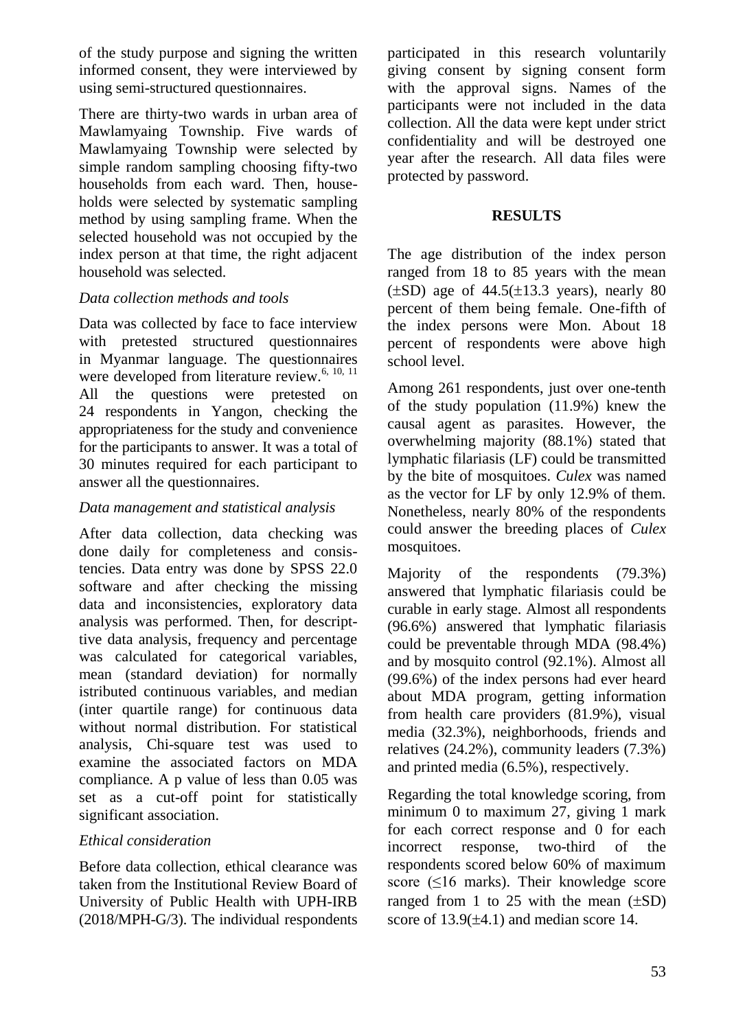of the study purpose and signing the written informed consent, they were interviewed by using semi-structured questionnaires.

There are thirty-two wards in urban area of Mawlamyaing Township. Five wards of Mawlamyaing Township were selected by simple random sampling choosing fifty-two households from each ward. Then, households were selected by systematic sampling method by using sampling frame. When the selected household was not occupied by the index person at that time, the right adjacent household was selected.

*Data collection methods and tools*

Data was collected by face to face interview with pretested structured questionnaires in Myanmar language. The questionnaires were developed from literature review.[6, 10, 11] All the questions were pretested on 24 respondents in Yangon, checking the appropriateness for the study and convenience for the participants to answer. It was a total of 30 minutes required for each participant to answer all the questionnaires.

*Data management and statistical analysis*

After data collection, data checking was done daily for completeness and consistencies. Data entry was done by SPSS 22.0 software and after checking the missing data and inconsistencies, exploratory data analysis was performed. Then, for descriptive data analysis, frequency and percentage was calculated for categorical variables, mean (standard deviation) for normally istributed continuous variables, and median (inter quartile range) for continuous data without normal distribution. For statistical analysis, Chi-square test was used to examine the associated factors on MDA compliance. A p value of less than 0.05 was set as a cut-off point for statistically significant association.

*Ethical consideration*

Before data collection, ethical clearance was taken from the Institutional Review Board of University of Public Health with UPH-IRB (2018/MPH-G/3). The individual respondents participated in this research voluntarily giving consent by signing consent form with the approval signs. Names of the participants were not included in the data collection. All the data were kept under strict confidentiality and will be destroyed one year after the research. All data files were protected by password.

## RESULTS

The age distribution of the index person ranged from 18 to 85 years with the mean (±SD) age of 44.5(±13.3 years), nearly 80 percent of them being female. One-fifth of the index persons were Mon. About 18 percent of respondents were above high school level.

Among 261 respondents, just over one-tenth of the study population (11.9%) knew the causal agent as parasites. However, the overwhelming majority (88.1%) stated that lymphatic filariasis (LF) could be transmitted by the bite of mosquitoes. *Culex* was named as the vector for LF by only 12.9% of them. Nonetheless, nearly 80% of the respondents could answer the breeding places of *Culex* mosquitoes.

Majority of the respondents (79.3%) answered that lymphatic filariasis could be curable in early stage. Almost all respondents (96.6%) answered that lymphatic filariasis could be preventable through MDA (98.4%) and by mosquito control (92.1%). Almost all (99.6%) of the index persons had ever heard about MDA program, getting information from health care providers (81.9%), visual media (32.3%), neighborhoods, friends and relatives (24.2%), community leaders (7.3%) and printed media (6.5%), respectively.

Regarding the total knowledge scoring, from minimum 0 to maximum 27, giving 1 mark for each correct response and 0 for each incorrect response, two-third of the respondents scored below 60% of maximum score (≤16 marks). Their knowledge score ranged from 1 to 25 with the mean (±SD) score of 13.9(±4.1) and median score 14.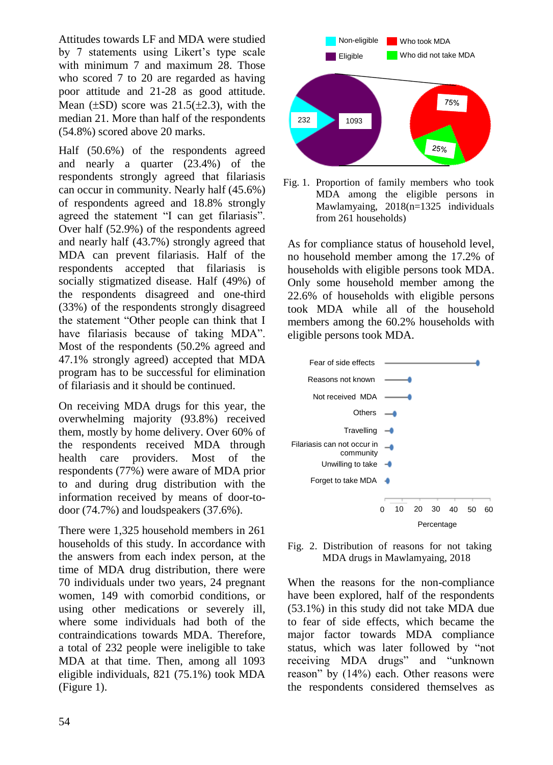Attitudes towards LF and MDA were studied by 7 statements using Likert's type scale with minimum 7 and maximum 28. Those who scored 7 to 20 are regarded as having poor attitude and 21-28 as good attitude. Mean (±SD) score was 21.5(±2.3), with the median 21. More than half of the respondents (54.8%) scored above 20 marks.

Half (50.6%) of the respondents agreed and nearly a quarter (23.4%) of the respondents strongly agreed that filariasis can occur in community. Nearly half (45.6%) of respondents agreed and 18.8% strongly agreed the statement "I can get filariasis". Over half (52.9%) of the respondents agreed and nearly half (43.7%) strongly agreed that MDA can prevent filariasis. Half of the respondents accepted that filariasis is socially stigmatized disease. Half (49%) of the respondents disagreed and one-third (33%) of the respondents strongly disagreed the statement "Other people can think that I have filariasis because of taking MDA". Most of the respondents (50.2% agreed and 47.1% strongly agreed) accepted that MDA program has to be successful for elimination of filariasis and it should be continued.

On receiving MDA drugs for this year, the overwhelming majority (93.8%) received them, mostly by home delivery. Over 60% of the respondents received MDA through health care providers. Most of the respondents (77%) were aware of MDA prior to and during drug distribution with the information received by means of door-to-door (74.7%) and loudspeakers (37.6%).

There were 1,325 household members in 261 households of this study. In accordance with the answers from each index person, at the time of MDA drug distribution, there were 70 individuals under two years, 24 pregnant women, 149 with comorbid conditions, or using other medications or severely ill, where some individuals had both of the contraindications towards MDA. Therefore, a total of 232 people were ineligible to take MDA at that time. Then, among all 1093 eligible individuals, 821 (75.1%) took MDA (Figure 1).

Fig. 1. Proportion of family members who took MDA among the eligible persons in Mawlamyaing, 2018(n=1325 individuals from 261 households)

As for compliance status of household level, no household member among the 17.2% of households with eligible persons took MDA. Only some household member among the 22.6% of households with eligible persons took MDA while all of the household members among the 60.2% households with eligible persons took MDA.

Fig. 2. Distribution of reasons for not taking MDA drugs in Mawlamyaing, 2018

When the reasons for the non-compliance have been explored, half of the respondents (53.1%) in this study did not take MDA due to fear of side effects, which became the major factor towards MDA compliance status, which was later followed by "not receiving MDA drugs" and "unknown reason" by (14%) each. Other reasons were the respondents considered themselves as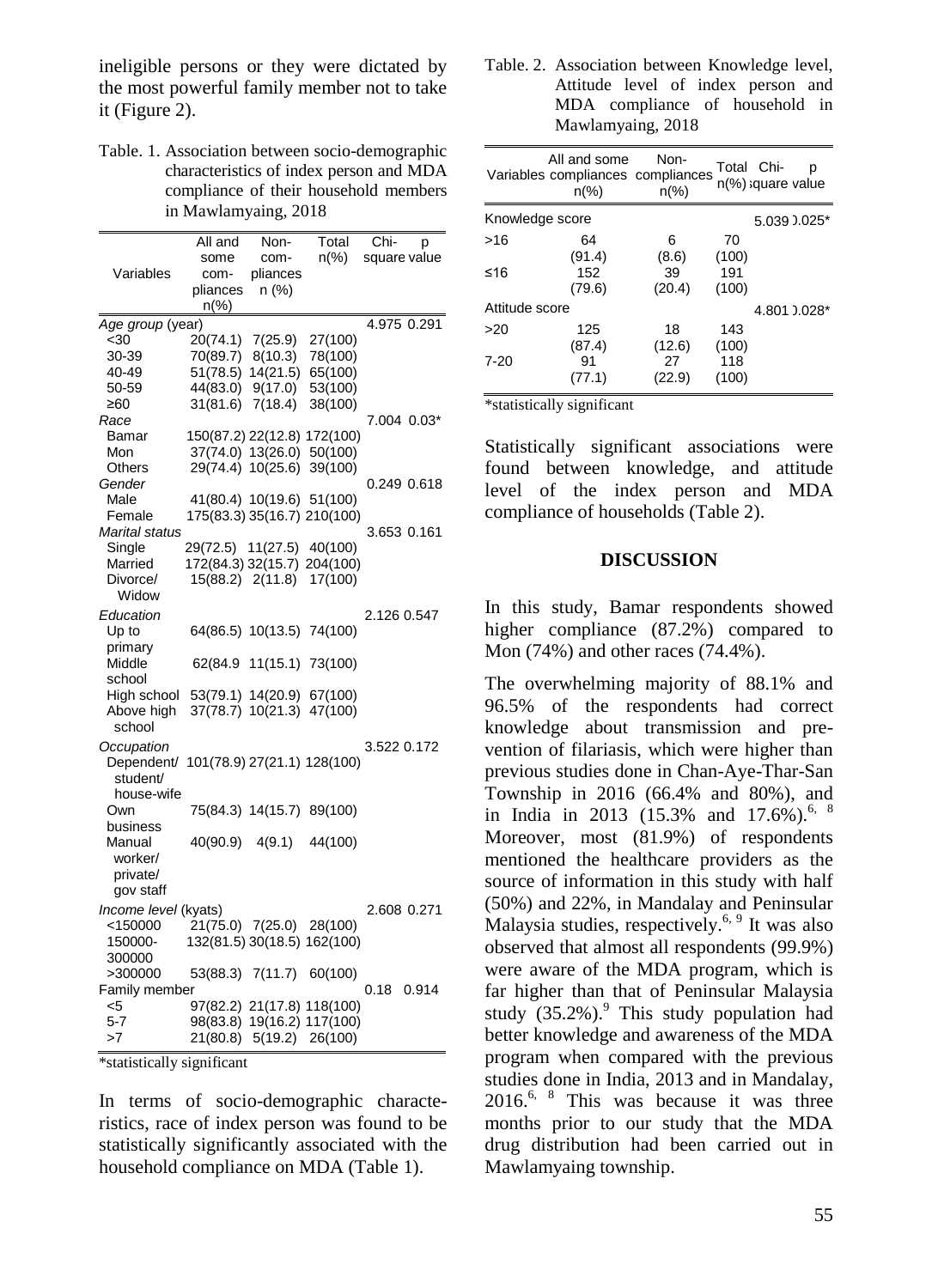ineligible persons or they were dictated by the most powerful family member not to take it (Figure 2).

Table. 1. Association between socio-demographic characteristics of index person and MDA compliance of their household members in Mawlamyaing, 2018

| Variables | All and some compliances n(%) | Non-compliances n (%) | Total n(%) | Chi-square | p value |
|---|---|---|---|---|---|
| *Age group* (year) | | | | 4.975 | 0.291 |
| <30 | 20(74.1) | 7(25.9) | 27(100) | | |
| 30-39 | 70(89.7) | 8(10.3) | 78(100) | | |
| 40-49 | 51(78.5) | 14(21.5) | 65(100) | | |
| 50-59 | 44(83.0) | 9(17.0) | 53(100) | | |
| ≥60 | 31(81.6) | 7(18.4) | 38(100) | | |
| *Race* | | | | 7.004 | 0.03* |
| Bamar | 150(87.2) | 22(12.8) | 172(100) | | |
| Mon | 37(74.0) | 13(26.0) | 50(100) | | |
| Others | 29(74.4) | 10(25.6) | 39(100) | | |
| *Gender* | | | | 0.249 | 0.618 |
| Male | 41(80.4) | 10(19.6) | 51(100) | | |
| Female | 175(83.3) | 35(16.7) | 210(100) | | |
| *Marital status* | | | | 3.653 | 0.161 |
| Single | 29(72.5) | 11(27.5) | 40(100) | | |
| Married | 172(84.3) | 32(15.7) | 204(100) | | |
| Divorce/ Widow | 15(88.2) | 2(11.8) | 17(100) | | |
| *Education* | | | | 2.126 | 0.547 |
| Up to primary | 64(86.5) | 10(13.5) | 74(100) | | |
| Middle school | 62(84.9 | 11(15.1) | 73(100) | | |
| High school | 53(79.1) | 14(20.9) | 67(100) | | |
| Above high school | 37(78.7) | 10(21.3) | 47(100) | | |
| *Occupation* | | | | 3.522 | 0.172 |
| Dependent/ student/ house-wife | 101(78.9) | 27(21.1) | 128(100) | | |
| Own business | 75(84.3) | 14(15.7) | 89(100) | | |
| Manual worker/ private/ gov staff | 40(90.9) | 4(9.1) | 44(100) | | |
| *Income level* (kyats) | | | | 2.608 | 0.271 |
| <150000 | 21(75.0) | 7(25.0) | 28(100) | | |
| 150000-300000 | 132(81.5) | 30(18.5) | 162(100) | | |
| >300000 | 53(88.3) | 7(11.7) | 60(100) | | |
| Family member | | | | 0.18 | 0.914 |
| <5 | 97(82.2) | 21(17.8) | 118(100) | | |
| 5-7 | 98(83.8) | 19(16.2) | 117(100) | | |
| >7 | 21(80.8) | 5(19.2) | 26(100) | | |

*statistically significant

In terms of socio-demographic characteristics, race of index person was found to be statistically significantly associated with the household compliance on MDA (Table 1).

Table. 2. Association between Knowledge level, Attitude level of index person and MDA compliance of household in Mawlamyaing, 2018

| Variables | All and some compliances n(%) | Non-compliances n(%) | Total n(%) | Chi-square | p value |
|---|---|---|---|---|---|
| Knowledge score | | | | 5.039 | 0.025* |
| >16 | 64 (91.4) | 6 (8.6) | 70 (100) | | |
| ≤16 | 152 (79.6) | 39 (20.4) | 191 (100) | | |
| Attitude score | | | | 4.801 | 0.028* |
| >20 | 125 (87.4) | 18 (12.6) | 143 (100) | | |
| 7-20 | 91 (77.1) | 27 (22.9) | 118 (100) | | |

*statistically significant

Statistically significant associations were found between knowledge, and attitude level of the index person and MDA compliance of households (Table 2).

## DISCUSSION

In this study, Bamar respondents showed higher compliance (87.2%) compared to Mon (74%) and other races (74.4%).

The overwhelming majority of 88.1% and 96.5% of the respondents had correct knowledge about transmission and prevention of filariasis, which were higher than previous studies done in Chan-Aye-Thar-San Township in 2016 (66.4% and 80%), and in India in 2013 (15.3% and 17.6%).[6, 8] Moreover, most (81.9%) of respondents mentioned the healthcare providers as the source of information in this study with half (50%) and 22%, in Mandalay and Peninsular Malaysia studies, respectively.[6, 9] It was also observed that almost all respondents (99.9%) were aware of the MDA program, which is far higher than that of Peninsular Malaysia study (35.2%).[9] This study population had better knowledge and awareness of the MDA program when compared with the previous studies done in India, 2013 and in Mandalay, 2016.[6, 8] This was because it was three months prior to our study that the MDA drug distribution had been carried out in Mawlamyaing township.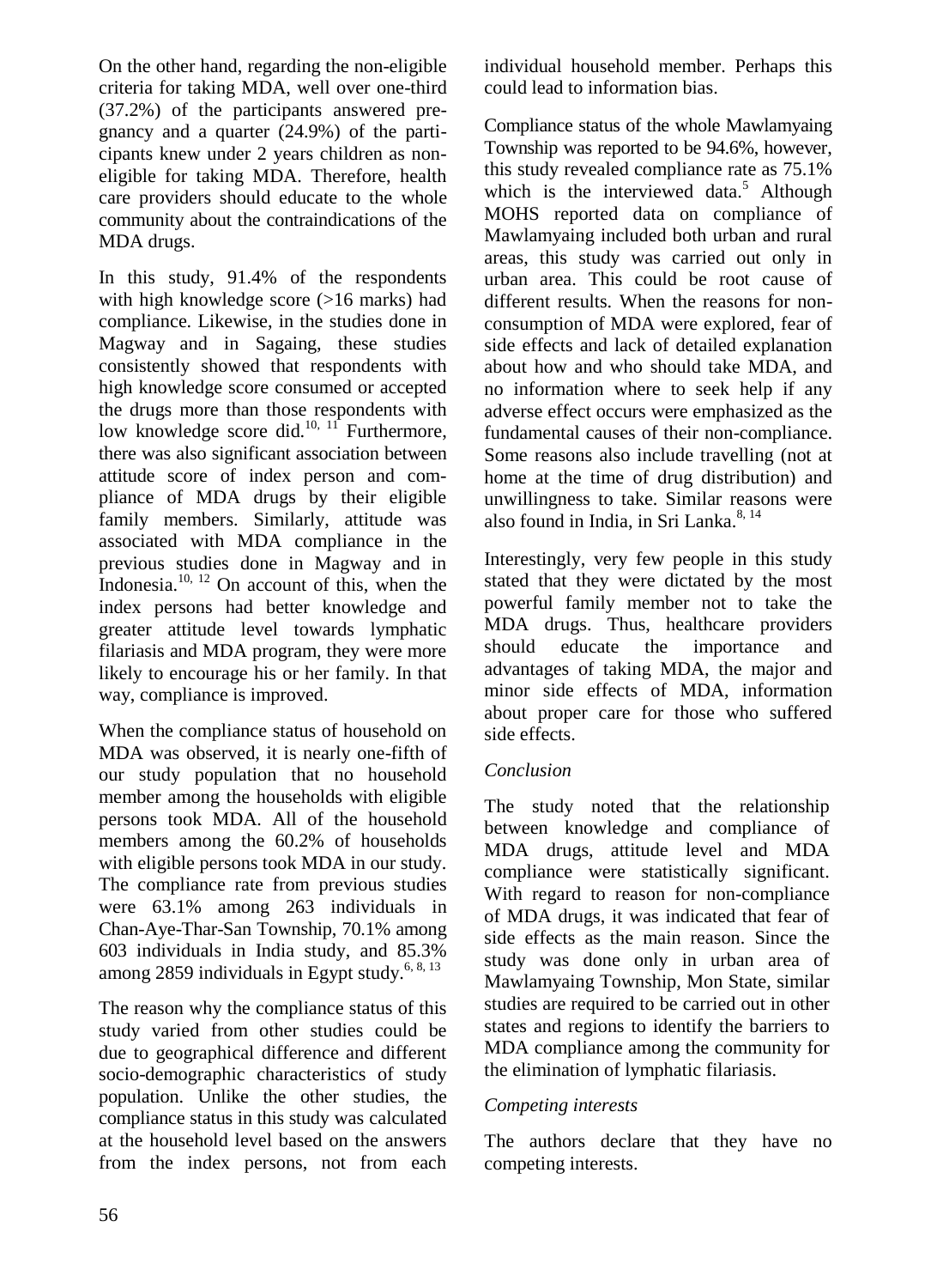On the other hand, regarding the non-eligible criteria for taking MDA, well over one-third (37.2%) of the participants answered pregnancy and a quarter (24.9%) of the participants knew under 2 years children as non-eligible for taking MDA. Therefore, health care providers should educate to the whole community about the contraindications of the MDA drugs.

In this study, 91.4% of the respondents with high knowledge score (>16 marks) had compliance. Likewise, in the studies done in Magway and in Sagaing, these studies consistently showed that respondents with high knowledge score consumed or accepted the drugs more than those respondents with low knowledge score did.[10, 11] Furthermore, there was also significant association between attitude score of index person and compliance of MDA drugs by their eligible family members. Similarly, attitude was associated with MDA compliance in the previous studies done in Magway and in Indonesia.[10, 12] On account of this, when the index persons had better knowledge and greater attitude level towards lymphatic filariasis and MDA program, they were more likely to encourage his or her family. In that way, compliance is improved.

When the compliance status of household on MDA was observed, it is nearly one-fifth of our study population that no household member among the households with eligible persons took MDA. All of the household members among the 60.2% of households with eligible persons took MDA in our study. The compliance rate from previous studies were 63.1% among 263 individuals in Chan-Aye-Thar-San Township, 70.1% among 603 individuals in India study, and 85.3% among 2859 individuals in Egypt study.[6, 8, 13]

The reason why the compliance status of this study varied from other studies could be due to geographical difference and different socio-demographic characteristics of study population. Unlike the other studies, the compliance status in this study was calculated at the household level based on the answers from the index persons, not from each individual household member. Perhaps this could lead to information bias.

Compliance status of the whole Mawlamyaing Township was reported to be 94.6%, however, this study revealed compliance rate as 75.1% which is the interviewed data.[5] Although MOHS reported data on compliance of Mawlamyaing included both urban and rural areas, this study was carried out only in urban area. This could be root cause of different results. When the reasons for non-consumption of MDA were explored, fear of side effects and lack of detailed explanation about how and who should take MDA, and no information where to seek help if any adverse effect occurs were emphasized as the fundamental causes of their non-compliance. Some reasons also include travelling (not at home at the time of drug distribution) and unwillingness to take. Similar reasons were also found in India, in Sri Lanka.[8, 14]

Interestingly, very few people in this study stated that they were dictated by the most powerful family member not to take the MDA drugs. Thus, healthcare providers should educate the importance and advantages of taking MDA, the major and minor side effects of MDA, information about proper care for those who suffered side effects.

*Conclusion*

The study noted that the relationship between knowledge and compliance of MDA drugs, attitude level and MDA compliance were statistically significant. With regard to reason for non-compliance of MDA drugs, it was indicated that fear of side effects as the main reason. Since the study was done only in urban area of Mawlamyaing Township, Mon State, similar studies are required to be carried out in other states and regions to identify the barriers to MDA compliance among the community for the elimination of lymphatic filariasis.

*Competing interests*

The authors declare that they have no competing interests.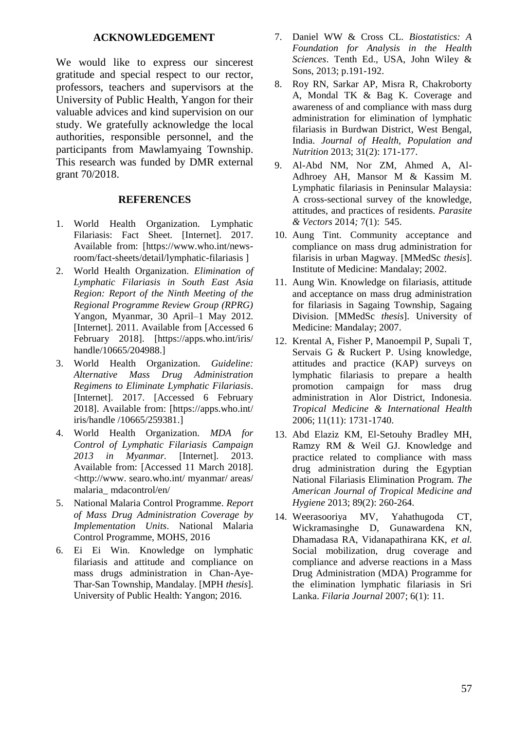## ACKNOWLEDGEMENT

We would like to express our sincerest gratitude and special respect to our rector, professors, teachers and supervisors at the University of Public Health, Yangon for their valuable advices and kind supervision on our study. We gratefully acknowledge the local authorities, responsible personnel, and the participants from Mawlamyaing Township. This research was funded by DMR external grant 70/2018.

## REFERENCES

1. World Health Organization. Lymphatic Filariasis: Fact Sheet. [Internet]. 2017. Available from: [https://www.who.int/news-room/fact-sheets/detail/lymphatic-filariasis ]
2. World Health Organization. *Elimination of Lymphatic Filariasis in South East Asia Region: Report of the Ninth Meeting of the Regional Programme Review Group (RPRG)* Yangon, Myanmar, 30 April–1 May 2012. [Internet]. 2011. Available from [Accessed 6 February 2018]. [https://apps.who.int/iris/handle/10665/204988.]
3. World Health Organization. *Guideline: Alternative Mass Drug Administration Regimens to Eliminate Lymphatic Filariasis*. [Internet]. 2017. [Accessed 6 February 2018]. Available from: [https://apps.who.int/iris/handle /10665/259381.]
4. World Health Organization. *MDA for Control of Lymphatic Filariasis Campaign 2013 in Myanmar.* [Internet]. 2013. Available from: [Accessed 11 March 2018]. <http://www. searo.who.int/ myanmar/ areas/ malaria_ mdacontrol/en/
5. National Malaria Control Programme. *Report of Mass Drug Administration Coverage by Implementation Units*. National Malaria Control Programme, MOHS, 2016
6. Ei Ei Win. Knowledge on lymphatic filariasis and attitude and compliance on mass drugs administration in Chan-Aye-Thar-San Township, Mandalay. [MPH *thesis*]. University of Public Health: Yangon; 2016.
7. Daniel WW & Cross CL. *Biostatistics: A Foundation for Analysis in the Health Sciences*. Tenth Ed., USA, John Wiley & Sons, 2013; p.191-192.
8. Roy RN, Sarkar AP, Misra R, Chakroborty A, Mondal TK & Bag K. Coverage and awareness of and compliance with mass durg administration for elimination of lymphatic filariasis in Burdwan District, West Bengal, India. *Journal of Health, Population and Nutrition* 2013; 31(2): 171-177.
9. Al-Abd NM, Nor ZM, Ahmed A, Al-Adhroey AH, Mansor M & Kassim M. Lymphatic filariasis in Peninsular Malaysia: A cross-sectional survey of the knowledge, attitudes, and practices of residents. *Parasite & Vectors* 2014*;* 7(1): 545.
10. Aung Tint. Community acceptance and compliance on mass drug administration for filarisis in urban Magway. [MMedSc *thesis*]. Institute of Medicine: Mandalay; 2002.
11. Aung Win. Knowledge on filariasis, attitude and acceptance on mass drug administration for filariasis in Sagaing Township, Sagaing Division. [MMedSc *thesis*]. University of Medicine: Mandalay; 2007.
12. Krental A, Fisher P, Manoempil P, Supali T, Servais G & Ruckert P. Using knowledge, attitudes and practice (KAP) surveys on lymphatic filariasis to prepare a health promotion campaign for mass drug administration in Alor District, Indonesia. *Tropical Medicine & International Health* 2006; 11(11): 1731-1740.
13. Abd Elaziz KM, El-Setouhy Bradley MH, Ramzy RM & Weil GJ. Knowledge and practice related to compliance with mass drug administration during the Egyptian National Filariasis Elimination Program. *The American Journal of Tropical Medicine and Hygiene* 2013; 89(2): 260-264.
14. Weerasooriya MV, Yahathugoda CT, Wickramasinghe D, Gunawardena KN, Dhamadasa RA, Vidanapathirana KK, *et al.* Social mobilization, drug coverage and compliance and adverse reactions in a Mass Drug Administration (MDA) Programme for the elimination lymphatic filariasis in Sri Lanka. *Filaria Journal* 2007; 6(1): 11.